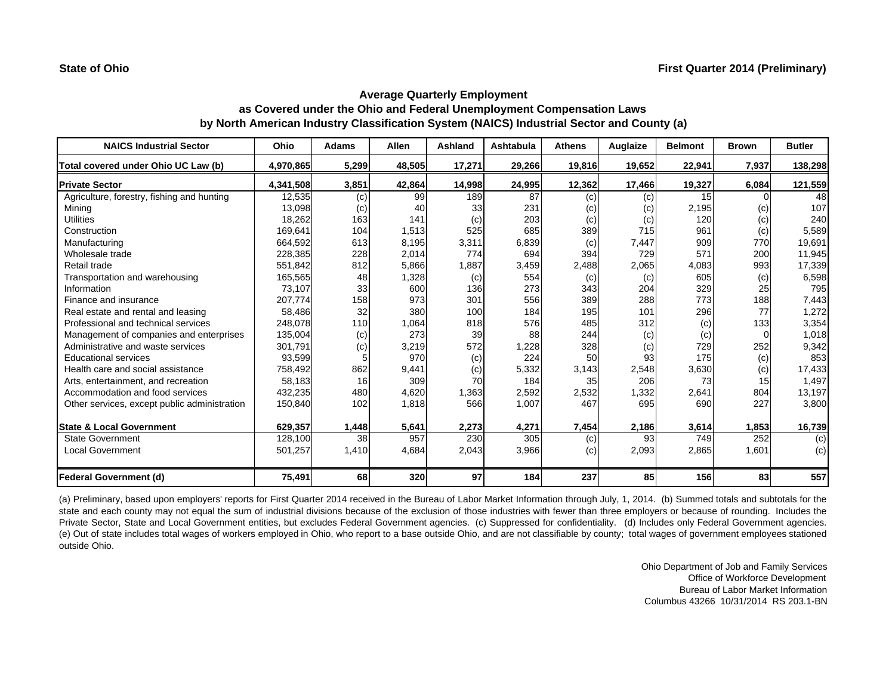**State of Ohio**

**First Quarter 2014 (Preliminary)**

### Average Quarterly Employment
### as Covered under the Ohio and Federal Unemployment Compensation Laws
### by North American Industry Classification System (NAICS) Industrial Sector and County (a)

| NAICS Industrial Sector | Ohio | Adams | Allen | Ashland | Ashtabula | Athens | Auglaize | Belmont | Brown | Butler |
|---|---|---|---|---|---|---|---|---|---|---|
| **Total covered under Ohio UC Law (b)** | **4,970,865** | **5,299** | **48,505** | **17,271** | **29,266** | **19,816** | **19,652** | **22,941** | **7,937** | **138,298** |
| **Private Sector** | **4,341,508** | **3,851** | **42,864** | **14,998** | **24,995** | **12,362** | **17,466** | **19,327** | **6,084** | **121,559** |
| Agriculture, forestry, fishing and hunting | 12,535 | (c) | 99 | 189 | 87 | (c) | (c) | 15 | 0 | 48 |
| Mining | 13,098 | (c) | 40 | 33 | 231 | (c) | (c) | 2,195 | (c) | 107 |
| Utilities | 18,262 | 163 | 141 | (c) | 203 | (c) | (c) | 120 | (c) | 240 |
| Construction | 169,641 | 104 | 1,513 | 525 | 685 | 389 | 715 | 961 | (c) | 5,589 |
| Manufacturing | 664,592 | 613 | 8,195 | 3,311 | 6,839 | (c) | 7,447 | 909 | 770 | 19,691 |
| Wholesale trade | 228,385 | 228 | 2,014 | 774 | 694 | 394 | 729 | 571 | 200 | 11,945 |
| Retail trade | 551,842 | 812 | 5,866 | 1,887 | 3,459 | 2,488 | 2,065 | 4,083 | 993 | 17,339 |
| Transportation and warehousing | 165,565 | 48 | 1,328 | (c) | 554 | (c) | (c) | 605 | (c) | 6,598 |
| Information | 73,107 | 33 | 600 | 136 | 273 | 343 | 204 | 329 | 25 | 795 |
| Finance and insurance | 207,774 | 158 | 973 | 301 | 556 | 389 | 288 | 773 | 188 | 7,443 |
| Real estate and rental and leasing | 58,486 | 32 | 380 | 100 | 184 | 195 | 101 | 296 | 77 | 1,272 |
| Professional and technical services | 248,078 | 110 | 1,064 | 818 | 576 | 485 | 312 | (c) | 133 | 3,354 |
| Management of companies and enterprises | 135,004 | (c) | 273 | 39 | 88 | 244 | (c) | (c) | 0 | 1,018 |
| Administrative and waste services | 301,791 | (c) | 3,219 | 572 | 1,228 | 328 | (c) | 729 | 252 | 9,342 |
| Educational services | 93,599 | 5 | 970 | (c) | 224 | 50 | 93 | 175 | (c) | 853 |
| Health care and social assistance | 758,492 | 862 | 9,441 | (c) | 5,332 | 3,143 | 2,548 | 3,630 | (c) | 17,433 |
| Arts, entertainment, and recreation | 58,183 | 16 | 309 | 70 | 184 | 35 | 206 | 73 | 15 | 1,497 |
| Accommodation and food services | 432,235 | 480 | 4,620 | 1,363 | 2,592 | 2,532 | 1,332 | 2,641 | 804 | 13,197 |
| Other services, except public administration | 150,840 | 102 | 1,818 | 566 | 1,007 | 467 | 695 | 690 | 227 | 3,800 |
| **State & Local Government** | **629,357** | **1,448** | **5,641** | **2,273** | **4,271** | **7,454** | **2,186** | **3,614** | **1,853** | **16,739** |
| State Government | 128,100 | 38 | 957 | 230 | 305 | (c) | 93 | 749 | 252 | (c) |
| Local Government | 501,257 | 1,410 | 4,684 | 2,043 | 3,966 | (c) | 2,093 | 2,865 | 1,601 | (c) |
| **Federal Government (d)** | **75,491** | **68** | **320** | **97** | **184** | **237** | **85** | **156** | **83** | **557** |

(a) Preliminary, based upon employers' reports for First Quarter 2014 received in the Bureau of Labor Market Information through July, 1, 2014. (b) Summed totals and subtotals for the state and each county may not equal the sum of industrial divisions because of the exclusion of those industries with fewer than three employers or because of rounding. Includes the Private Sector, State and Local Government entities, but excludes Federal Government agencies. (c) Suppressed for confidentiality. (d) Includes only Federal Government agencies. (e) Out of state includes total wages of workers employed in Ohio, who report to a base outside Ohio, and are not classifiable by county; total wages of government employees stationed outside Ohio.

Ohio Department of Job and Family Services
Office of Workforce Development
Bureau of Labor Market Information
Columbus 43266 10/31/2014 RS 203.1-BN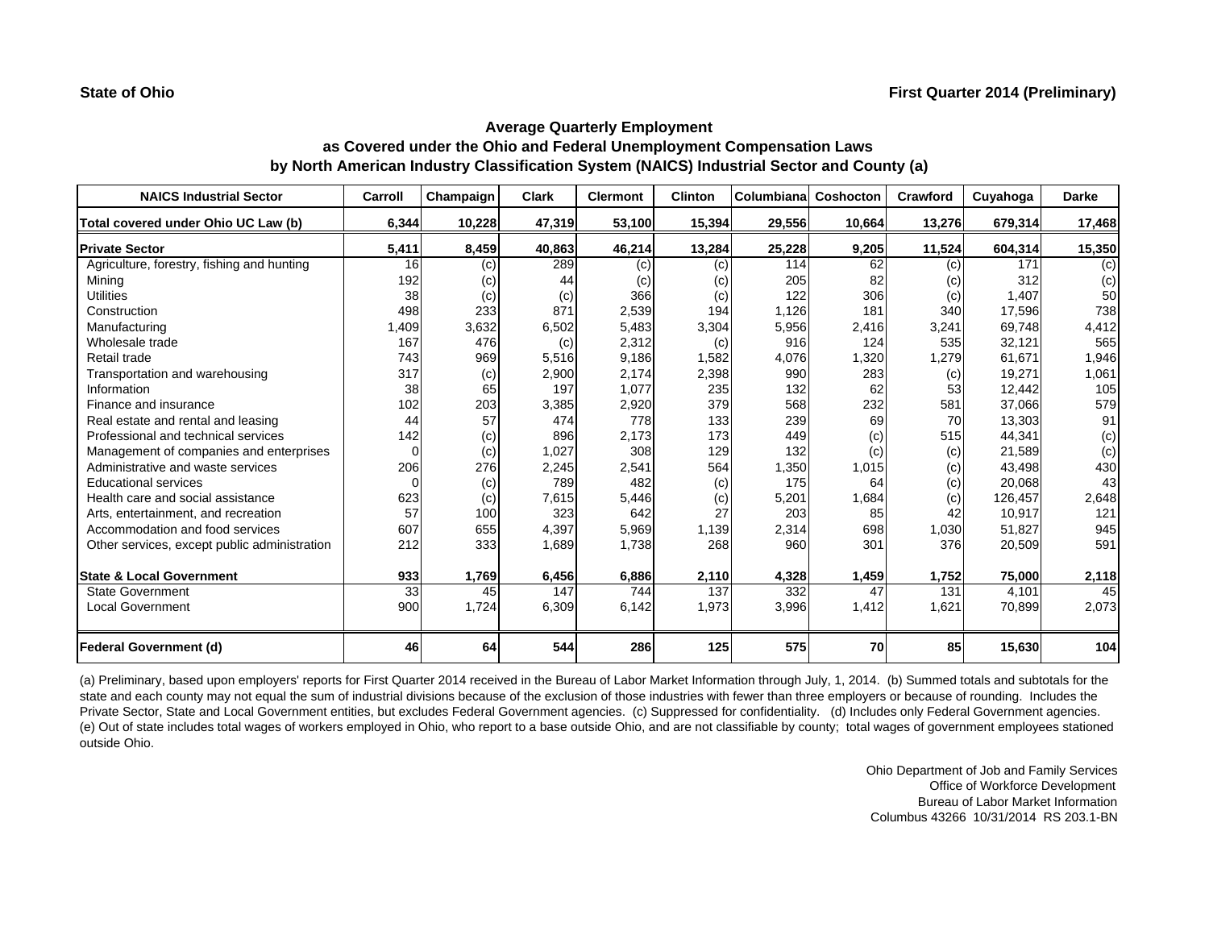**State of Ohio** **First Quarter 2014 (Preliminary)**

### Average Quarterly Employment as Covered under the Ohio and Federal Unemployment Compensation Laws by North American Industry Classification System (NAICS) Industrial Sector and County (a)

| NAICS Industrial Sector | Carroll | Champaign | Clark | Clermont | Clinton | Columbiana | Coshocton | Crawford | Cuyahoga | Darke |
|---|---|---|---|---|---|---|---|---|---|---|
| **Total covered under Ohio UC Law (b)** | **6,344** | **10,228** | **47,319** | **53,100** | **15,394** | **29,556** | **10,664** | **13,276** | **679,314** | **17,468** |
| **Private Sector** | **5,411** | **8,459** | **40,863** | **46,214** | **13,284** | **25,228** | **9,205** | **11,524** | **604,314** | **15,350** |
| Agriculture, forestry, fishing and hunting | 16 | (c) | 289 | (c) | (c) | 114 | 62 | (c) | 171 | (c) |
| Mining | 192 | (c) | 44 | (c) | (c) | 205 | 82 | (c) | 312 | (c) |
| Utilities | 38 | (c) | (c) | 366 | (c) | 122 | 306 | (c) | 1,407 | 50 |
| Construction | 498 | 233 | 871 | 2,539 | 194 | 1,126 | 181 | 340 | 17,596 | 738 |
| Manufacturing | 1,409 | 3,632 | 6,502 | 5,483 | 3,304 | 5,956 | 2,416 | 3,241 | 69,748 | 4,412 |
| Wholesale trade | 167 | 476 | (c) | 2,312 | (c) | 916 | 124 | 535 | 32,121 | 565 |
| Retail trade | 743 | 969 | 5,516 | 9,186 | 1,582 | 4,076 | 1,320 | 1,279 | 61,671 | 1,946 |
| Transportation and warehousing | 317 | (c) | 2,900 | 2,174 | 2,398 | 990 | 283 | (c) | 19,271 | 1,061 |
| Information | 38 | 65 | 197 | 1,077 | 235 | 132 | 62 | 53 | 12,442 | 105 |
| Finance and insurance | 102 | 203 | 3,385 | 2,920 | 379 | 568 | 232 | 581 | 37,066 | 579 |
| Real estate and rental and leasing | 44 | 57 | 474 | 778 | 133 | 239 | 69 | 70 | 13,303 | 91 |
| Professional and technical services | 142 | (c) | 896 | 2,173 | 173 | 449 | (c) | 515 | 44,341 | (c) |
| Management of companies and enterprises | 0 | (c) | 1,027 | 308 | 129 | 132 | (c) | (c) | 21,589 | (c) |
| Administrative and waste services | 206 | 276 | 2,245 | 2,541 | 564 | 1,350 | 1,015 | (c) | 43,498 | 430 |
| Educational services | 0 | (c) | 789 | 482 | (c) | 175 | 64 | (c) | 20,068 | 43 |
| Health care and social assistance | 623 | (c) | 7,615 | 5,446 | (c) | 5,201 | 1,684 | (c) | 126,457 | 2,648 |
| Arts, entertainment, and recreation | 57 | 100 | 323 | 642 | 27 | 203 | 85 | 42 | 10,917 | 121 |
| Accommodation and food services | 607 | 655 | 4,397 | 5,969 | 1,139 | 2,314 | 698 | 1,030 | 51,827 | 945 |
| Other services, except public administration | 212 | 333 | 1,689 | 1,738 | 268 | 960 | 301 | 376 | 20,509 | 591 |
| **State & Local Government** | **933** | **1,769** | **6,456** | **6,886** | **2,110** | **4,328** | **1,459** | **1,752** | **75,000** | **2,118** |
| State Government | 33 | 45 | 147 | 744 | 137 | 332 | 47 | 131 | 4,101 | 45 |
| Local Government | 900 | 1,724 | 6,309 | 6,142 | 1,973 | 3,996 | 1,412 | 1,621 | 70,899 | 2,073 |
| **Federal Government (d)** | **46** | **64** | **544** | **286** | **125** | **575** | **70** | **85** | **15,630** | **104** |

(a) Preliminary, based upon employers' reports for First Quarter 2014 received in the Bureau of Labor Market Information through July, 1, 2014. (b) Summed totals and subtotals for the state and each county may not equal the sum of industrial divisions because of the exclusion of those industries with fewer than three employers or because of rounding. Includes the Private Sector, State and Local Government entities, but excludes Federal Government agencies. (c) Suppressed for confidentiality. (d) Includes only Federal Government agencies. (e) Out of state includes total wages of workers employed in Ohio, who report to a base outside Ohio, and are not classifiable by county; total wages of government employees stationed outside Ohio.

Ohio Department of Job and Family Services
Office of Workforce Development
Bureau of Labor Market Information
Columbus 43266 10/31/2014 RS 203.1-BN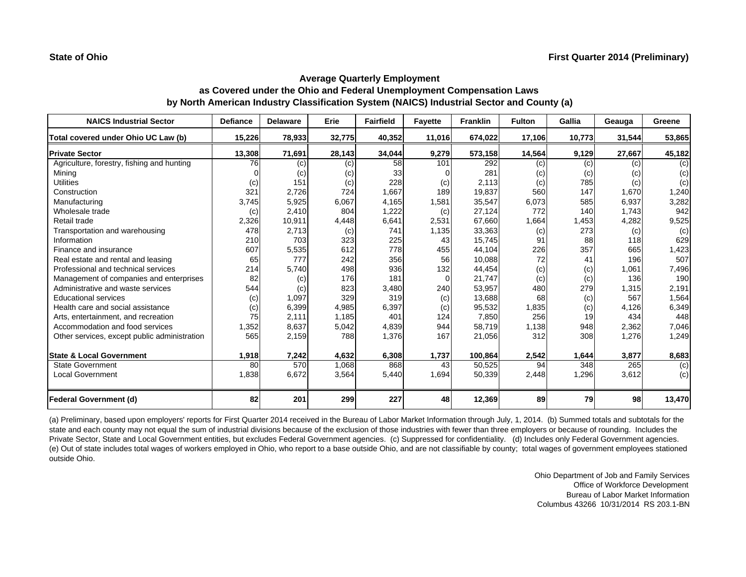**State of Ohio**

**First Quarter 2014 (Preliminary)**

## Average Quarterly Employment as Covered under the Ohio and Federal Unemployment Compensation Laws by North American Industry Classification System (NAICS) Industrial Sector and County (a)

| NAICS Industrial Sector | Defiance | Delaware | Erie | Fairfield | Fayette | Franklin | Fulton | Gallia | Geauga | Greene |
|---|---|---|---|---|---|---|---|---|---|---|
| **Total covered under Ohio UC Law (b)** | **15,226** | **78,933** | **32,775** | **40,352** | **11,016** | **674,022** | **17,106** | **10,773** | **31,544** | **53,865** |
| **Private Sector** | **13,308** | **71,691** | **28,143** | **34,044** | **9,279** | **573,158** | **14,564** | **9,129** | **27,667** | **45,182** |
| Agriculture, forestry, fishing and hunting | 76 | (c) | (c) | 58 | 101 | 292 | (c) | (c) | (c) | (c) |
| Mining | 0 | (c) | (c) | 33 | 0 | 281 | (c) | (c) | (c) | (c) |
| Utilities | (c) | 151 | (c) | 228 | (c) | 2,113 | (c) | 785 | (c) | (c) |
| Construction | 321 | 2,726 | 724 | 1,667 | 189 | 19,837 | 560 | 147 | 1,670 | 1,240 |
| Manufacturing | 3,745 | 5,925 | 6,067 | 4,165 | 1,581 | 35,547 | 6,073 | 585 | 6,937 | 3,282 |
| Wholesale trade | (c) | 2,410 | 804 | 1,222 | (c) | 27,124 | 772 | 140 | 1,743 | 942 |
| Retail trade | 2,326 | 10,911 | 4,448 | 6,641 | 2,531 | 67,660 | 1,664 | 1,453 | 4,282 | 9,525 |
| Transportation and warehousing | 478 | 2,713 | (c) | 741 | 1,135 | 33,363 | (c) | 273 | (c) | (c) |
| Information | 210 | 703 | 323 | 225 | 43 | 15,745 | 91 | 88 | 118 | 629 |
| Finance and insurance | 607 | 5,535 | 612 | 778 | 455 | 44,104 | 226 | 357 | 665 | 1,423 |
| Real estate and rental and leasing | 65 | 777 | 242 | 356 | 56 | 10,088 | 72 | 41 | 196 | 507 |
| Professional and technical services | 214 | 5,740 | 498 | 936 | 132 | 44,454 | (c) | (c) | 1,061 | 7,496 |
| Management of companies and enterprises | 82 | (c) | 176 | 181 | 0 | 21,747 | (c) | (c) | 136 | 190 |
| Administrative and waste services | 544 | (c) | 823 | 3,480 | 240 | 53,957 | 480 | 279 | 1,315 | 2,191 |
| Educational services | (c) | 1,097 | 329 | 319 | (c) | 13,688 | 68 | (c) | 567 | 1,564 |
| Health care and social assistance | (c) | 6,399 | 4,985 | 6,397 | (c) | 95,532 | 1,835 | (c) | 4,126 | 6,349 |
| Arts, entertainment, and recreation | 75 | 2,111 | 1,185 | 401 | 124 | 7,850 | 256 | 19 | 434 | 448 |
| Accommodation and food services | 1,352 | 8,637 | 5,042 | 4,839 | 944 | 58,719 | 1,138 | 948 | 2,362 | 7,046 |
| Other services, except public administration | 565 | 2,159 | 788 | 1,376 | 167 | 21,056 | 312 | 308 | 1,276 | 1,249 |
| **State & Local Government** | **1,918** | **7,242** | **4,632** | **6,308** | **1,737** | **100,864** | **2,542** | **1,644** | **3,877** | **8,683** |
| State Government | 80 | 570 | 1,068 | 868 | 43 | 50,525 | 94 | 348 | 265 | (c) |
| Local Government | 1,838 | 6,672 | 3,564 | 5,440 | 1,694 | 50,339 | 2,448 | 1,296 | 3,612 | (c) |
| **Federal Government (d)** | **82** | **201** | **299** | **227** | **48** | **12,369** | **89** | **79** | **98** | **13,470** |

(a) Preliminary, based upon employers' reports for First Quarter 2014 received in the Bureau of Labor Market Information through July, 1, 2014. (b) Summed totals and subtotals for the state and each county may not equal the sum of industrial divisions because of the exclusion of those industries with fewer than three employers or because of rounding. Includes the Private Sector, State and Local Government entities, but excludes Federal Government agencies. (c) Suppressed for confidentiality. (d) Includes only Federal Government agencies. (e) Out of state includes total wages of workers employed in Ohio, who report to a base outside Ohio, and are not classifiable by county; total wages of government employees stationed outside Ohio.

Ohio Department of Job and Family Services
Office of Workforce Development
Bureau of Labor Market Information
Columbus 43266 10/31/2014 RS 203.1-BN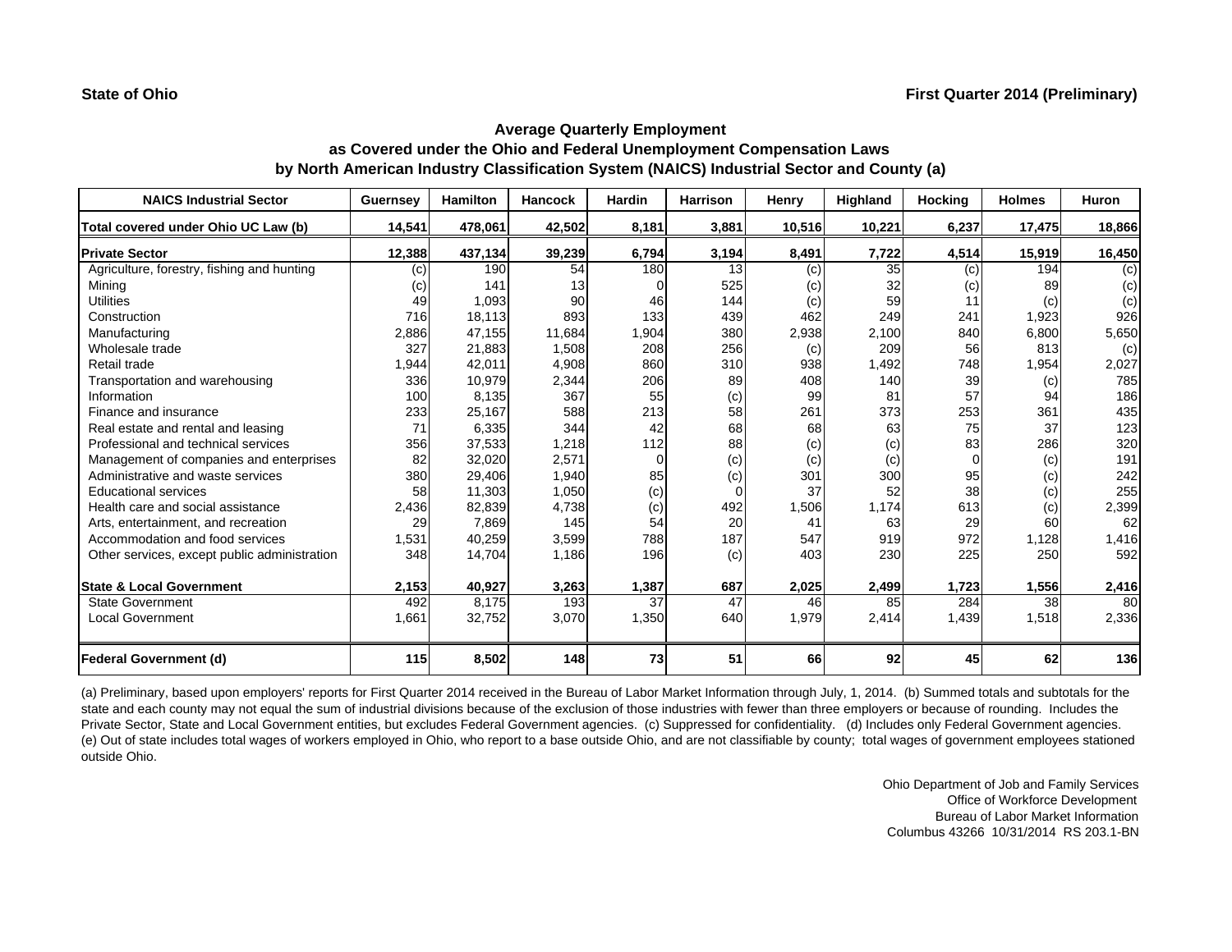State of Ohio

First Quarter 2014 (Preliminary)

## Average Quarterly Employment as Covered under the Ohio and Federal Unemployment Compensation Laws by North American Industry Classification System (NAICS) Industrial Sector and County (a)

| NAICS Industrial Sector | Guernsey | Hamilton | Hancock | Hardin | Harrison | Henry | Highland | Hocking | Holmes | Huron |
|---|---|---|---|---|---|---|---|---|---|---|
| **Total covered under Ohio UC Law (b)** | **14,541** | **478,061** | **42,502** | **8,181** | **3,881** | **10,516** | **10,221** | **6,237** | **17,475** | **18,866** |
| **Private Sector** | **12,388** | **437,134** | **39,239** | **6,794** | **3,194** | **8,491** | **7,722** | **4,514** | **15,919** | **16,450** |
| Agriculture, forestry, fishing and hunting | (c) | 190 | 54 | 180 | 13 | (c) | 35 | (c) | 194 | (c) |
| Mining | (c) | 141 | 13 | 0 | 525 | (c) | 32 | (c) | 89 | (c) |
| Utilities | 49 | 1,093 | 90 | 46 | 144 | (c) | 59 | 11 | (c) | (c) |
| Construction | 716 | 18,113 | 893 | 133 | 439 | 462 | 249 | 241 | 1,923 | 926 |
| Manufacturing | 2,886 | 47,155 | 11,684 | 1,904 | 380 | 2,938 | 2,100 | 840 | 6,800 | 5,650 |
| Wholesale trade | 327 | 21,883 | 1,508 | 208 | 256 | (c) | 209 | 56 | 813 | (c) |
| Retail trade | 1,944 | 42,011 | 4,908 | 860 | 310 | 938 | 1,492 | 748 | 1,954 | 2,027 |
| Transportation and warehousing | 336 | 10,979 | 2,344 | 206 | 89 | 408 | 140 | 39 | (c) | 785 |
| Information | 100 | 8,135 | 367 | 55 | (c) | 99 | 81 | 57 | 94 | 186 |
| Finance and insurance | 233 | 25,167 | 588 | 213 | 58 | 261 | 373 | 253 | 361 | 435 |
| Real estate and rental and leasing | 71 | 6,335 | 344 | 42 | 68 | 68 | 63 | 75 | 37 | 123 |
| Professional and technical services | 356 | 37,533 | 1,218 | 112 | 88 | (c) | (c) | 83 | 286 | 320 |
| Management of companies and enterprises | 82 | 32,020 | 2,571 | 0 | (c) | (c) | (c) | 0 | (c) | 191 |
| Administrative and waste services | 380 | 29,406 | 1,940 | 85 | (c) | 301 | 300 | 95 | (c) | 242 |
| Educational services | 58 | 11,303 | 1,050 | (c) | 0 | 37 | 52 | 38 | (c) | 255 |
| Health care and social assistance | 2,436 | 82,839 | 4,738 | (c) | 492 | 1,506 | 1,174 | 613 | (c) | 2,399 |
| Arts, entertainment, and recreation | 29 | 7,869 | 145 | 54 | 20 | 41 | 63 | 29 | 60 | 62 |
| Accommodation and food services | 1,531 | 40,259 | 3,599 | 788 | 187 | 547 | 919 | 972 | 1,128 | 1,416 |
| Other services, except public administration | 348 | 14,704 | 1,186 | 196 | (c) | 403 | 230 | 225 | 250 | 592 |
| **State & Local Government** | **2,153** | **40,927** | **3,263** | **1,387** | **687** | **2,025** | **2,499** | **1,723** | **1,556** | **2,416** |
| State Government | 492 | 8,175 | 193 | 37 | 47 | 46 | 85 | 284 | 38 | 80 |
| Local Government | 1,661 | 32,752 | 3,070 | 1,350 | 640 | 1,979 | 2,414 | 1,439 | 1,518 | 2,336 |
| **Federal Government (d)** | **115** | **8,502** | **148** | **73** | **51** | **66** | **92** | **45** | **62** | **136** |

(a) Preliminary, based upon employers' reports for First Quarter 2014 received in the Bureau of Labor Market Information through July, 1, 2014. (b) Summed totals and subtotals for the state and each county may not equal the sum of industrial divisions because of the exclusion of those industries with fewer than three employers or because of rounding. Includes the Private Sector, State and Local Government entities, but excludes Federal Government agencies. (c) Suppressed for confidentiality. (d) Includes only Federal Government agencies. (e) Out of state includes total wages of workers employed in Ohio, who report to a base outside Ohio, and are not classifiable by county; total wages of government employees stationed outside Ohio.

Ohio Department of Job and Family Services
Office of Workforce Development
Bureau of Labor Market Information
Columbus 43266 10/31/2014 RS 203.1-BN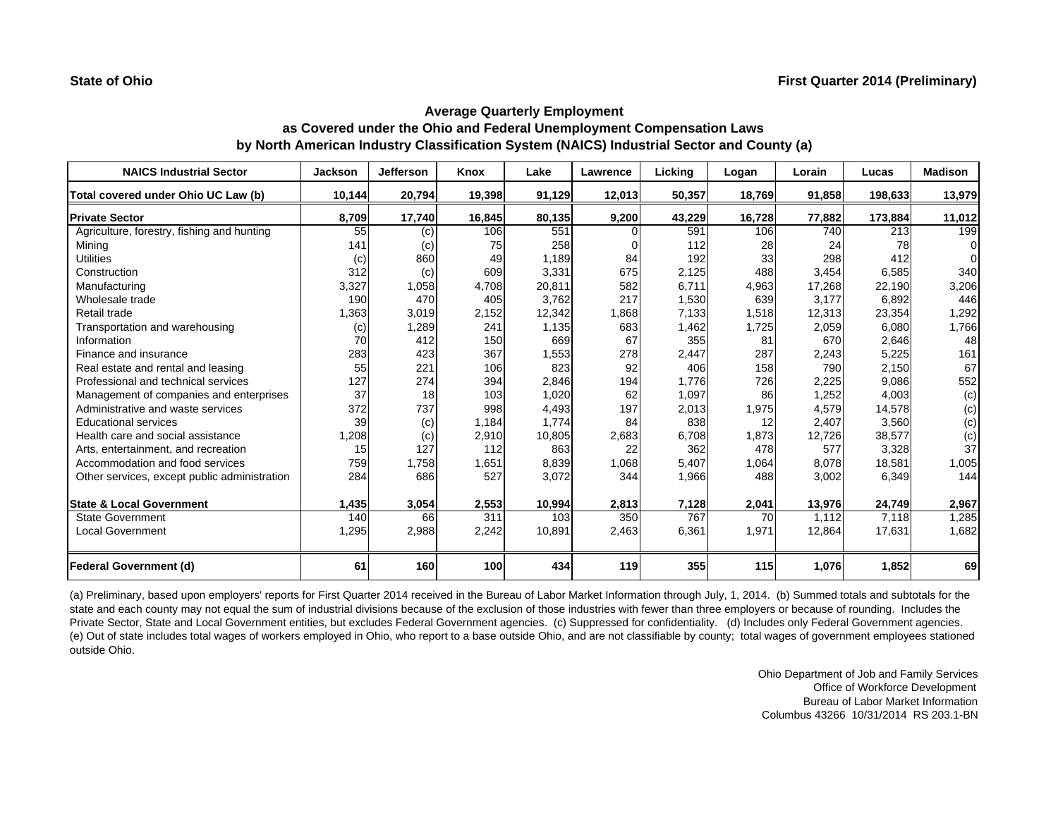**State of Ohio** **First Quarter 2014 (Preliminary)**

## Average Quarterly Employment
## as Covered under the Ohio and Federal Unemployment Compensation Laws
## by North American Industry Classification System (NAICS) Industrial Sector and County (a)

| NAICS Industrial Sector | Jackson | Jefferson | Knox | Lake | Lawrence | Licking | Logan | Lorain | Lucas | Madison |
|---|---|---|---|---|---|---|---|---|---|---|
| **Total covered under Ohio UC Law (b)** | **10,144** | **20,794** | **19,398** | **91,129** | **12,013** | **50,357** | **18,769** | **91,858** | **198,633** | **13,979** |
| **Private Sector** | **8,709** | **17,740** | **16,845** | **80,135** | **9,200** | **43,229** | **16,728** | **77,882** | **173,884** | **11,012** |
| Agriculture, forestry, fishing and hunting | 55 | (c) | 106 | 551 | 0 | 591 | 106 | 740 | 213 | 199 |
| Mining | 141 | (c) | 75 | 258 | 0 | 112 | 28 | 24 | 78 | 0 |
| Utilities | (c) | 860 | 49 | 1,189 | 84 | 192 | 33 | 298 | 412 | 0 |
| Construction | 312 | (c) | 609 | 3,331 | 675 | 2,125 | 488 | 3,454 | 6,585 | 340 |
| Manufacturing | 3,327 | 1,058 | 4,708 | 20,811 | 582 | 6,711 | 4,963 | 17,268 | 22,190 | 3,206 |
| Wholesale trade | 190 | 470 | 405 | 3,762 | 217 | 1,530 | 639 | 3,177 | 6,892 | 446 |
| Retail trade | 1,363 | 3,019 | 2,152 | 12,342 | 1,868 | 7,133 | 1,518 | 12,313 | 23,354 | 1,292 |
| Transportation and warehousing | (c) | 1,289 | 241 | 1,135 | 683 | 1,462 | 1,725 | 2,059 | 6,080 | 1,766 |
| Information | 70 | 412 | 150 | 669 | 67 | 355 | 81 | 670 | 2,646 | 48 |
| Finance and insurance | 283 | 423 | 367 | 1,553 | 278 | 2,447 | 287 | 2,243 | 5,225 | 161 |
| Real estate and rental and leasing | 55 | 221 | 106 | 823 | 92 | 406 | 158 | 790 | 2,150 | 67 |
| Professional and technical services | 127 | 274 | 394 | 2,846 | 194 | 1,776 | 726 | 2,225 | 9,086 | 552 |
| Management of companies and enterprises | 37 | 18 | 103 | 1,020 | 62 | 1,097 | 86 | 1,252 | 4,003 | (c) |
| Administrative and waste services | 372 | 737 | 998 | 4,493 | 197 | 2,013 | 1,975 | 4,579 | 14,578 | (c) |
| Educational services | 39 | (c) | 1,184 | 1,774 | 84 | 838 | 12 | 2,407 | 3,560 | (c) |
| Health care and social assistance | 1,208 | (c) | 2,910 | 10,805 | 2,683 | 6,708 | 1,873 | 12,726 | 38,577 | (c) |
| Arts, entertainment, and recreation | 15 | 127 | 112 | 863 | 22 | 362 | 478 | 577 | 3,328 | 37 |
| Accommodation and food services | 759 | 1,758 | 1,651 | 8,839 | 1,068 | 5,407 | 1,064 | 8,078 | 18,581 | 1,005 |
| Other services, except public administration | 284 | 686 | 527 | 3,072 | 344 | 1,966 | 488 | 3,002 | 6,349 | 144 |
| **State & Local Government** | **1,435** | **3,054** | **2,553** | **10,994** | **2,813** | **7,128** | **2,041** | **13,976** | **24,749** | **2,967** |
| State Government | 140 | 66 | 311 | 103 | 350 | 767 | 70 | 1,112 | 7,118 | 1,285 |
| Local Government | 1,295 | 2,988 | 2,242 | 10,891 | 2,463 | 6,361 | 1,971 | 12,864 | 17,631 | 1,682 |
| **Federal Government (d)** | **61** | **160** | **100** | **434** | **119** | **355** | **115** | **1,076** | **1,852** | **69** |

(a) Preliminary, based upon employers' reports for First Quarter 2014 received in the Bureau of Labor Market Information through July, 1, 2014. (b) Summed totals and subtotals for the state and each county may not equal the sum of industrial divisions because of the exclusion of those industries with fewer than three employers or because of rounding. Includes the Private Sector, State and Local Government entities, but excludes Federal Government agencies. (c) Suppressed for confidentiality. (d) Includes only Federal Government agencies. (e) Out of state includes total wages of workers employed in Ohio, who report to a base outside Ohio, and are not classifiable by county; total wages of government employees stationed outside Ohio.

Ohio Department of Job and Family Services
Office of Workforce Development
Bureau of Labor Market Information
Columbus 43266 10/31/2014 RS 203.1-BN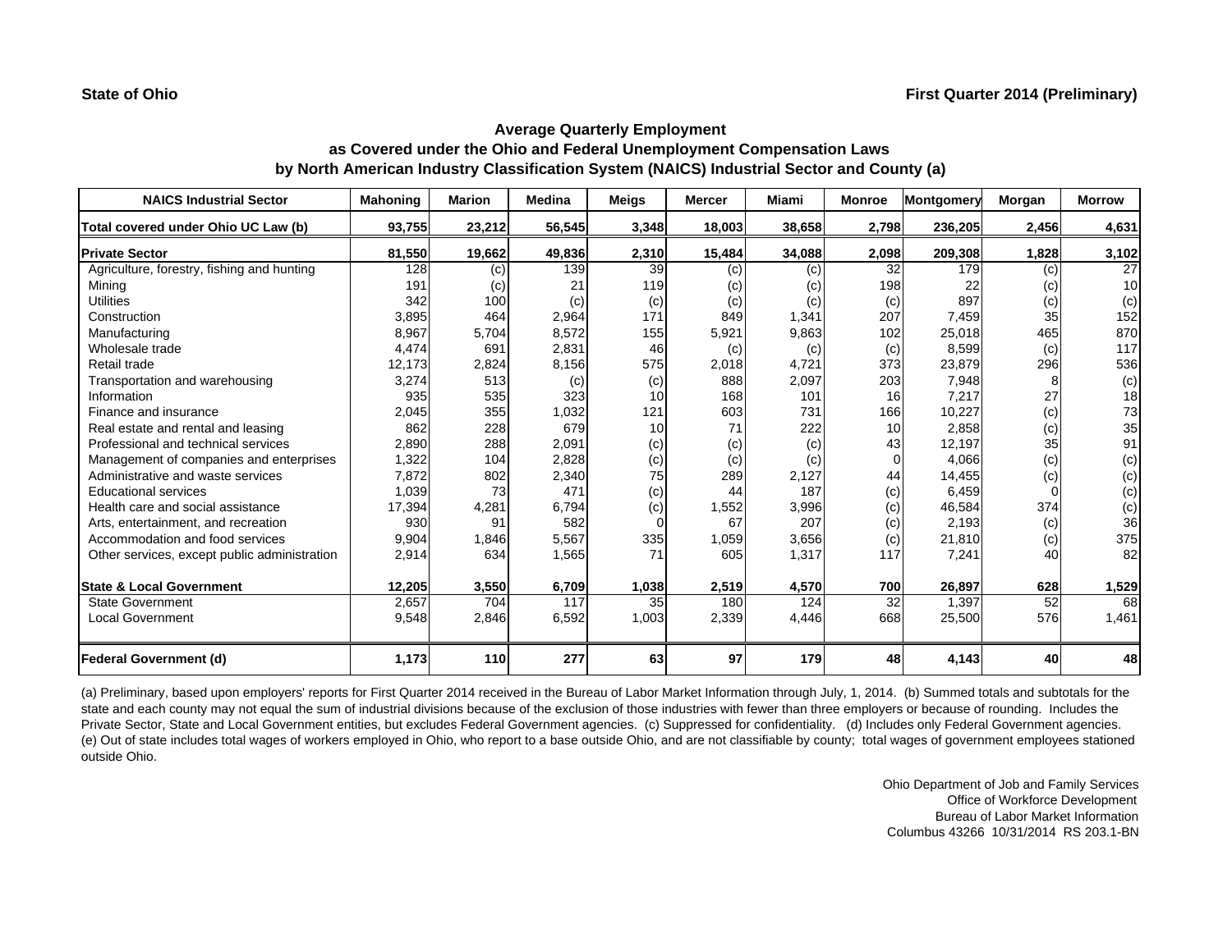**State of Ohio** | **First Quarter 2014 (Preliminary)**

## Average Quarterly Employment as Covered under the Ohio and Federal Unemployment Compensation Laws by North American Industry Classification System (NAICS) Industrial Sector and County (a)

| NAICS Industrial Sector | Mahoning | Marion | Medina | Meigs | Mercer | Miami | Monroe | Montgomery | Morgan | Morrow |
|---|---|---|---|---|---|---|---|---|---|---|
| **Total covered under Ohio UC Law (b)** | **93,755** | **23,212** | **56,545** | **3,348** | **18,003** | **38,658** | **2,798** | **236,205** | **2,456** | **4,631** |
| **Private Sector** | **81,550** | **19,662** | **49,836** | **2,310** | **15,484** | **34,088** | **2,098** | **209,308** | **1,828** | **3,102** |
| Agriculture, forestry, fishing and hunting | 128 | (c) | 139 | 39 | (c) | (c) | 32 | 179 | (c) | 27 |
| Mining | 191 | (c) | 21 | 119 | (c) | (c) | 198 | 22 | (c) | 10 |
| Utilities | 342 | 100 | (c) | (c) | (c) | (c) | (c) | 897 | (c) | (c) |
| Construction | 3,895 | 464 | 2,964 | 171 | 849 | 1,341 | 207 | 7,459 | 35 | 152 |
| Manufacturing | 8,967 | 5,704 | 8,572 | 155 | 5,921 | 9,863 | 102 | 25,018 | 465 | 870 |
| Wholesale trade | 4,474 | 691 | 2,831 | 46 | (c) | (c) | (c) | 8,599 | (c) | 117 |
| Retail trade | 12,173 | 2,824 | 8,156 | 575 | 2,018 | 4,721 | 373 | 23,879 | 296 | 536 |
| Transportation and warehousing | 3,274 | 513 | (c) | (c) | 888 | 2,097 | 203 | 7,948 | 8 | (c) |
| Information | 935 | 535 | 323 | 10 | 168 | 101 | 16 | 7,217 | 27 | 18 |
| Finance and insurance | 2,045 | 355 | 1,032 | 121 | 603 | 731 | 166 | 10,227 | (c) | 73 |
| Real estate and rental and leasing | 862 | 228 | 679 | 10 | 71 | 222 | 10 | 2,858 | (c) | 35 |
| Professional and technical services | 2,890 | 288 | 2,091 | (c) | (c) | (c) | 43 | 12,197 | 35 | 91 |
| Management of companies and enterprises | 1,322 | 104 | 2,828 | (c) | (c) | (c) | 0 | 4,066 | (c) | (c) |
| Administrative and waste services | 7,872 | 802 | 2,340 | 75 | 289 | 2,127 | 44 | 14,455 | (c) | (c) |
| Educational services | 1,039 | 73 | 471 | (c) | 44 | 187 | (c) | 6,459 | 0 | (c) |
| Health care and social assistance | 17,394 | 4,281 | 6,794 | (c) | 1,552 | 3,996 | (c) | 46,584 | 374 | (c) |
| Arts, entertainment, and recreation | 930 | 91 | 582 | 0 | 67 | 207 | (c) | 2,193 | (c) | 36 |
| Accommodation and food services | 9,904 | 1,846 | 5,567 | 335 | 1,059 | 3,656 | (c) | 21,810 | (c) | 375 |
| Other services, except public administration | 2,914 | 634 | 1,565 | 71 | 605 | 1,317 | 117 | 7,241 | 40 | 82 |
| **State & Local Government** | **12,205** | **3,550** | **6,709** | **1,038** | **2,519** | **4,570** | **700** | **26,897** | **628** | **1,529** |
| State Government | 2,657 | 704 | 117 | 35 | 180 | 124 | 32 | 1,397 | 52 | 68 |
| Local Government | 9,548 | 2,846 | 6,592 | 1,003 | 2,339 | 4,446 | 668 | 25,500 | 576 | 1,461 |
| **Federal Government (d)** | **1,173** | **110** | **277** | **63** | **97** | **179** | **48** | **4,143** | **40** | **48** |

(a) Preliminary, based upon employers' reports for First Quarter 2014 received in the Bureau of Labor Market Information through July, 1, 2014. (b) Summed totals and subtotals for the state and each county may not equal the sum of industrial divisions because of the exclusion of those industries with fewer than three employers or because of rounding. Includes the Private Sector, State and Local Government entities, but excludes Federal Government agencies. (c) Suppressed for confidentiality. (d) Includes only Federal Government agencies. (e) Out of state includes total wages of workers employed in Ohio, who report to a base outside Ohio, and are not classifiable by county; total wages of government employees stationed outside Ohio.

Ohio Department of Job and Family Services
Office of Workforce Development
Bureau of Labor Market Information
Columbus 43266 10/31/2014 RS 203.1-BN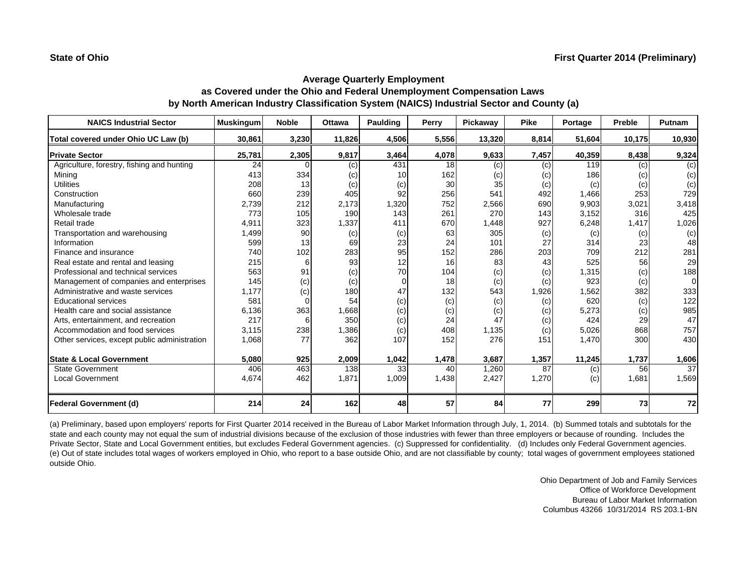**State of Ohio** **First Quarter 2014 (Preliminary)**

## Average Quarterly Employment as Covered under the Ohio and Federal Unemployment Compensation Laws by North American Industry Classification System (NAICS) Industrial Sector and County (a)

| NAICS Industrial Sector | Muskingum | Noble | Ottawa | Paulding | Perry | Pickaway | Pike | Portage | Preble | Putnam |
|---|---|---|---|---|---|---|---|---|---|---|
| **Total covered under Ohio UC Law (b)** | **30,861** | **3,230** | **11,826** | **4,506** | **5,556** | **13,320** | **8,814** | **51,604** | **10,175** | **10,930** |
| **Private Sector** | **25,781** | **2,305** | **9,817** | **3,464** | **4,078** | **9,633** | **7,457** | **40,359** | **8,438** | **9,324** |
| Agriculture, forestry, fishing and hunting | 24 | 0 | (c) | 431 | 18 | (c) | (c) | 119 | (c) | (c) |
| Mining | 413 | 334 | (c) | 10 | 162 | (c) | (c) | 186 | (c) | (c) |
| Utilities | 208 | 13 | (c) | (c) | 30 | 35 | (c) | (c) | (c) | (c) |
| Construction | 660 | 239 | 405 | 92 | 256 | 541 | 492 | 1,466 | 253 | 729 |
| Manufacturing | 2,739 | 212 | 2,173 | 1,320 | 752 | 2,566 | 690 | 9,903 | 3,021 | 3,418 |
| Wholesale trade | 773 | 105 | 190 | 143 | 261 | 270 | 143 | 3,152 | 316 | 425 |
| Retail trade | 4,911 | 323 | 1,337 | 411 | 670 | 1,448 | 927 | 6,248 | 1,417 | 1,026 |
| Transportation and warehousing | 1,499 | 90 | (c) | (c) | 63 | 305 | (c) | (c) | (c) | (c) |
| Information | 599 | 13 | 69 | 23 | 24 | 101 | 27 | 314 | 23 | 48 |
| Finance and insurance | 740 | 102 | 283 | 95 | 152 | 286 | 203 | 709 | 212 | 281 |
| Real estate and rental and leasing | 215 | 6 | 93 | 12 | 16 | 83 | 43 | 525 | 56 | 29 |
| Professional and technical services | 563 | 91 | (c) | 70 | 104 | (c) | (c) | 1,315 | (c) | 188 |
| Management of companies and enterprises | 145 | (c) | (c) | 0 | 18 | (c) | (c) | 923 | (c) | 0 |
| Administrative and waste services | 1,177 | (c) | 180 | 47 | 132 | 543 | 1,926 | 1,562 | 382 | 333 |
| Educational services | 581 | 0 | 54 | (c) | (c) | (c) | (c) | 620 | (c) | 122 |
| Health care and social assistance | 6,136 | 363 | 1,668 | (c) | (c) | (c) | (c) | 5,273 | (c) | 985 |
| Arts, entertainment, and recreation | 217 | 6 | 350 | (c) | 24 | 47 | (c) | 424 | 29 | 47 |
| Accommodation and food services | 3,115 | 238 | 1,386 | (c) | 408 | 1,135 | (c) | 5,026 | 868 | 757 |
| Other services, except public administration | 1,068 | 77 | 362 | 107 | 152 | 276 | 151 | 1,470 | 300 | 430 |
| **State & Local Government** | **5,080** | **925** | **2,009** | **1,042** | **1,478** | **3,687** | **1,357** | **11,245** | **1,737** | **1,606** |
| State Government | 406 | 463 | 138 | 33 | 40 | 1,260 | 87 | (c) | 56 | 37 |
| Local Government | 4,674 | 462 | 1,871 | 1,009 | 1,438 | 2,427 | 1,270 | (c) | 1,681 | 1,569 |
| **Federal Government (d)** | **214** | **24** | **162** | **48** | **57** | **84** | **77** | **299** | **73** | **72** |

(a) Preliminary, based upon employers' reports for First Quarter 2014 received in the Bureau of Labor Market Information through July, 1, 2014. (b) Summed totals and subtotals for the state and each county may not equal the sum of industrial divisions because of the exclusion of those industries with fewer than three employers or because of rounding. Includes the Private Sector, State and Local Government entities, but excludes Federal Government agencies. (c) Suppressed for confidentiality. (d) Includes only Federal Government agencies. (e) Out of state includes total wages of workers employed in Ohio, who report to a base outside Ohio, and are not classifiable by county; total wages of government employees stationed outside Ohio.

Ohio Department of Job and Family Services
Office of Workforce Development
Bureau of Labor Market Information
Columbus 43266 10/31/2014 RS 203.1-BN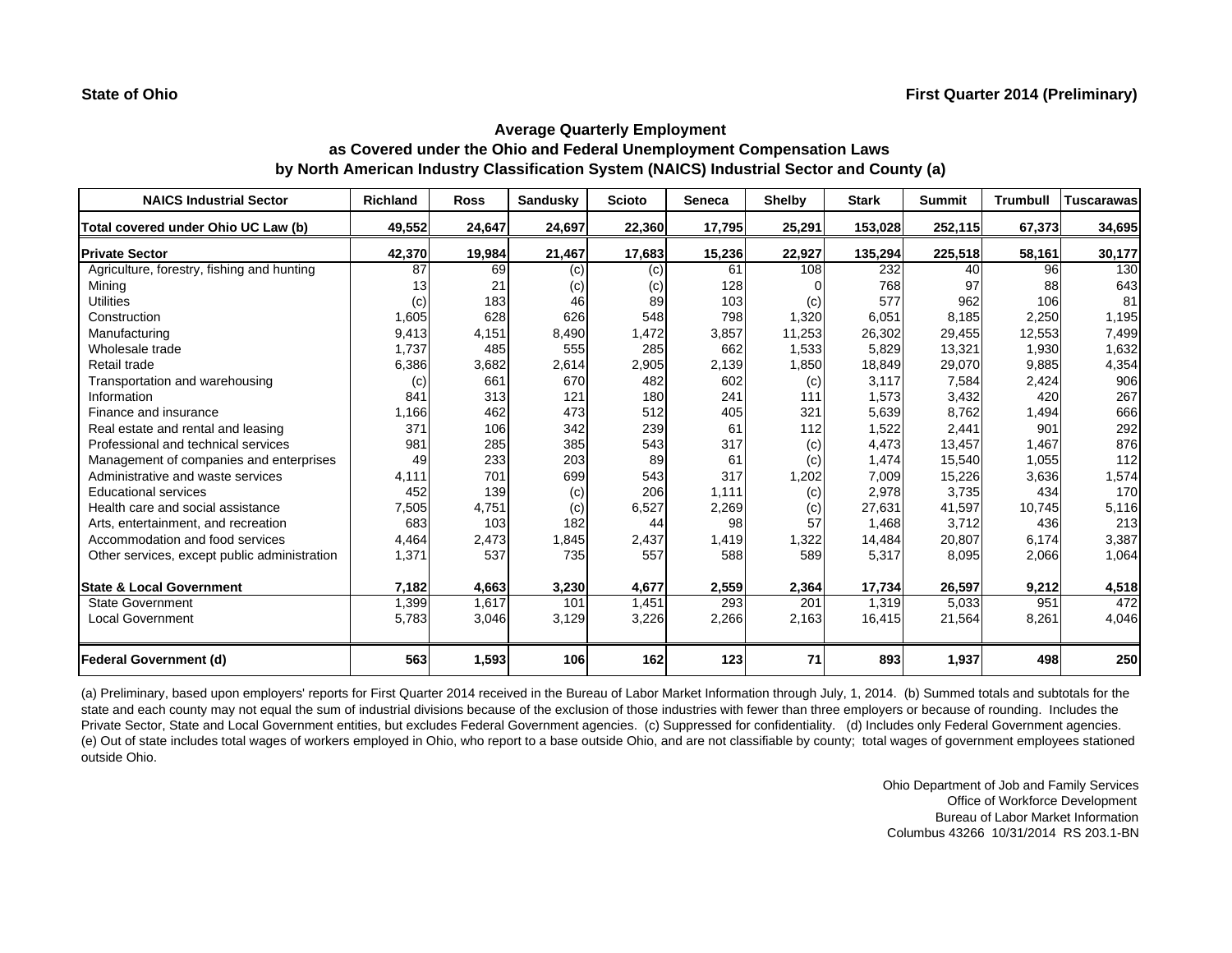**State of Ohio** **First Quarter 2014 (Preliminary)**

## Average Quarterly Employment
## as Covered under the Ohio and Federal Unemployment Compensation Laws
## by North American Industry Classification System (NAICS) Industrial Sector and County (a)

| NAICS Industrial Sector | Richland | Ross | Sandusky | Scioto | Seneca | Shelby | Stark | Summit | Trumbull | Tuscarawas |
|---|---|---|---|---|---|---|---|---|---|---|
| **Total covered under Ohio UC Law (b)** | **49,552** | **24,647** | **24,697** | **22,360** | **17,795** | **25,291** | **153,028** | **252,115** | **67,373** | **34,695** |
| **Private Sector** | **42,370** | **19,984** | **21,467** | **17,683** | **15,236** | **22,927** | **135,294** | **225,518** | **58,161** | **30,177** |
| Agriculture, forestry, fishing and hunting | 87 | 69 | (c) | (c) | 61 | 108 | 232 | 40 | 96 | 130 |
| Mining | 13 | 21 | (c) | (c) | 128 | 0 | 768 | 97 | 88 | 643 |
| Utilities | (c) | 183 | 46 | 89 | 103 | (c) | 577 | 962 | 106 | 81 |
| Construction | 1,605 | 628 | 626 | 548 | 798 | 1,320 | 6,051 | 8,185 | 2,250 | 1,195 |
| Manufacturing | 9,413 | 4,151 | 8,490 | 1,472 | 3,857 | 11,253 | 26,302 | 29,455 | 12,553 | 7,499 |
| Wholesale trade | 1,737 | 485 | 555 | 285 | 662 | 1,533 | 5,829 | 13,321 | 1,930 | 1,632 |
| Retail trade | 6,386 | 3,682 | 2,614 | 2,905 | 2,139 | 1,850 | 18,849 | 29,070 | 9,885 | 4,354 |
| Transportation and warehousing | (c) | 661 | 670 | 482 | 602 | (c) | 3,117 | 7,584 | 2,424 | 906 |
| Information | 841 | 313 | 121 | 180 | 241 | 111 | 1,573 | 3,432 | 420 | 267 |
| Finance and insurance | 1,166 | 462 | 473 | 512 | 405 | 321 | 5,639 | 8,762 | 1,494 | 666 |
| Real estate and rental and leasing | 371 | 106 | 342 | 239 | 61 | 112 | 1,522 | 2,441 | 901 | 292 |
| Professional and technical services | 981 | 285 | 385 | 543 | 317 | (c) | 4,473 | 13,457 | 1,467 | 876 |
| Management of companies and enterprises | 49 | 233 | 203 | 89 | 61 | (c) | 1,474 | 15,540 | 1,055 | 112 |
| Administrative and waste services | 4,111 | 701 | 699 | 543 | 317 | 1,202 | 7,009 | 15,226 | 3,636 | 1,574 |
| Educational services | 452 | 139 | (c) | 206 | 1,111 | (c) | 2,978 | 3,735 | 434 | 170 |
| Health care and social assistance | 7,505 | 4,751 | (c) | 6,527 | 2,269 | (c) | 27,631 | 41,597 | 10,745 | 5,116 |
| Arts, entertainment, and recreation | 683 | 103 | 182 | 44 | 98 | 57 | 1,468 | 3,712 | 436 | 213 |
| Accommodation and food services | 4,464 | 2,473 | 1,845 | 2,437 | 1,419 | 1,322 | 14,484 | 20,807 | 6,174 | 3,387 |
| Other services, except public administration | 1,371 | 537 | 735 | 557 | 588 | 589 | 5,317 | 8,095 | 2,066 | 1,064 |
| **State & Local Government** | **7,182** | **4,663** | **3,230** | **4,677** | **2,559** | **2,364** | **17,734** | **26,597** | **9,212** | **4,518** |
| State Government | 1,399 | 1,617 | 101 | 1,451 | 293 | 201 | 1,319 | 5,033 | 951 | 472 |
| Local Government | 5,783 | 3,046 | 3,129 | 3,226 | 2,266 | 2,163 | 16,415 | 21,564 | 8,261 | 4,046 |
| **Federal Government (d)** | **563** | **1,593** | **106** | **162** | **123** | **71** | **893** | **1,937** | **498** | **250** |

(a) Preliminary, based upon employers' reports for First Quarter 2014 received in the Bureau of Labor Market Information through July, 1, 2014. (b) Summed totals and subtotals for the state and each county may not equal the sum of industrial divisions because of the exclusion of those industries with fewer than three employers or because of rounding. Includes the Private Sector, State and Local Government entities, but excludes Federal Government agencies. (c) Suppressed for confidentiality. (d) Includes only Federal Government agencies. (e) Out of state includes total wages of workers employed in Ohio, who report to a base outside Ohio, and are not classifiable by county; total wages of government employees stationed outside Ohio.

Ohio Department of Job and Family Services
Office of Workforce Development
Bureau of Labor Market Information
Columbus 43266 10/31/2014 RS 203.1-BN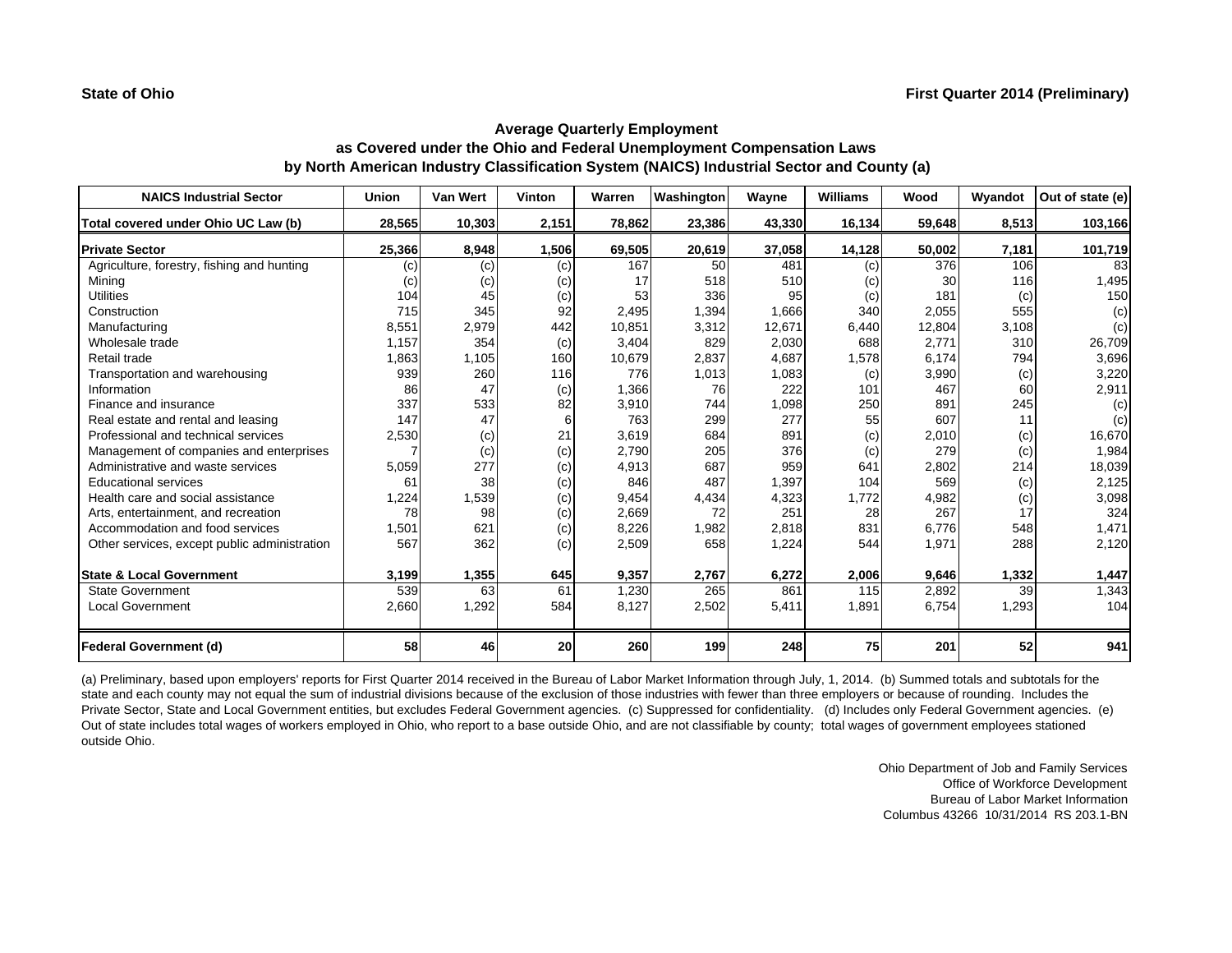**State of Ohio**

**First Quarter 2014 (Preliminary)**

## Average Quarterly Employment as Covered under the Ohio and Federal Unemployment Compensation Laws by North American Industry Classification System (NAICS) Industrial Sector and County (a)

| NAICS Industrial Sector | Union | Van Wert | Vinton | Warren | Washington | Wayne | Williams | Wood | Wyandot | Out of state (e) |
|---|---|---|---|---|---|---|---|---|---|---|
| **Total covered under Ohio UC Law (b)** | **28,565** | **10,303** | **2,151** | **78,862** | **23,386** | **43,330** | **16,134** | **59,648** | **8,513** | **103,166** |
| **Private Sector** | **25,366** | **8,948** | **1,506** | **69,505** | **20,619** | **37,058** | **14,128** | **50,002** | **7,181** | **101,719** |
| Agriculture, forestry, fishing and hunting | (c) | (c) | (c) | 167 | 50 | 481 | (c) | 376 | 106 | 83 |
| Mining | (c) | (c) | (c) | 17 | 518 | 510 | (c) | 30 | 116 | 1,495 |
| Utilities | 104 | 45 | (c) | 53 | 336 | 95 | (c) | 181 | (c) | 150 |
| Construction | 715 | 345 | 92 | 2,495 | 1,394 | 1,666 | 340 | 2,055 | 555 | (c) |
| Manufacturing | 8,551 | 2,979 | 442 | 10,851 | 3,312 | 12,671 | 6,440 | 12,804 | 3,108 | (c) |
| Wholesale trade | 1,157 | 354 | (c) | 3,404 | 829 | 2,030 | 688 | 2,771 | 310 | 26,709 |
| Retail trade | 1,863 | 1,105 | 160 | 10,679 | 2,837 | 4,687 | 1,578 | 6,174 | 794 | 3,696 |
| Transportation and warehousing | 939 | 260 | 116 | 776 | 1,013 | 1,083 | (c) | 3,990 | (c) | 3,220 |
| Information | 86 | 47 | (c) | 1,366 | 76 | 222 | 101 | 467 | 60 | 2,911 |
| Finance and insurance | 337 | 533 | 82 | 3,910 | 744 | 1,098 | 250 | 891 | 245 | (c) |
| Real estate and rental and leasing | 147 | 47 | 6 | 763 | 299 | 277 | 55 | 607 | 11 | (c) |
| Professional and technical services | 2,530 | (c) | 21 | 3,619 | 684 | 891 | (c) | 2,010 | (c) | 16,670 |
| Management of companies and enterprises | 7 | (c) | (c) | 2,790 | 205 | 376 | (c) | 279 | (c) | 1,984 |
| Administrative and waste services | 5,059 | 277 | (c) | 4,913 | 687 | 959 | 641 | 2,802 | 214 | 18,039 |
| Educational services | 61 | 38 | (c) | 846 | 487 | 1,397 | 104 | 569 | (c) | 2,125 |
| Health care and social assistance | 1,224 | 1,539 | (c) | 9,454 | 4,434 | 4,323 | 1,772 | 4,982 | (c) | 3,098 |
| Arts, entertainment, and recreation | 78 | 98 | (c) | 2,669 | 72 | 251 | 28 | 267 | 17 | 324 |
| Accommodation and food services | 1,501 | 621 | (c) | 8,226 | 1,982 | 2,818 | 831 | 6,776 | 548 | 1,471 |
| Other services, except public administration | 567 | 362 | (c) | 2,509 | 658 | 1,224 | 544 | 1,971 | 288 | 2,120 |
| **State & Local Government** | **3,199** | **1,355** | **645** | **9,357** | **2,767** | **6,272** | **2,006** | **9,646** | **1,332** | **1,447** |
| State Government | 539 | 63 | 61 | 1,230 | 265 | 861 | 115 | 2,892 | 39 | 1,343 |
| Local Government | 2,660 | 1,292 | 584 | 8,127 | 2,502 | 5,411 | 1,891 | 6,754 | 1,293 | 104 |
| **Federal Government (d)** | **58** | **46** | **20** | **260** | **199** | **248** | **75** | **201** | **52** | **941** |

(a) Preliminary, based upon employers' reports for First Quarter 2014 received in the Bureau of Labor Market Information through July, 1, 2014. (b) Summed totals and subtotals for the state and each county may not equal the sum of industrial divisions because of the exclusion of those industries with fewer than three employers or because of rounding. Includes the Private Sector, State and Local Government entities, but excludes Federal Government agencies. (c) Suppressed for confidentiality. (d) Includes only Federal Government agencies. (e) Out of state includes total wages of workers employed in Ohio, who report to a base outside Ohio, and are not classifiable by county; total wages of government employees stationed outside Ohio.

Ohio Department of Job and Family Services
Office of Workforce Development
Bureau of Labor Market Information
Columbus 43266 10/31/2014 RS 203.1-BN